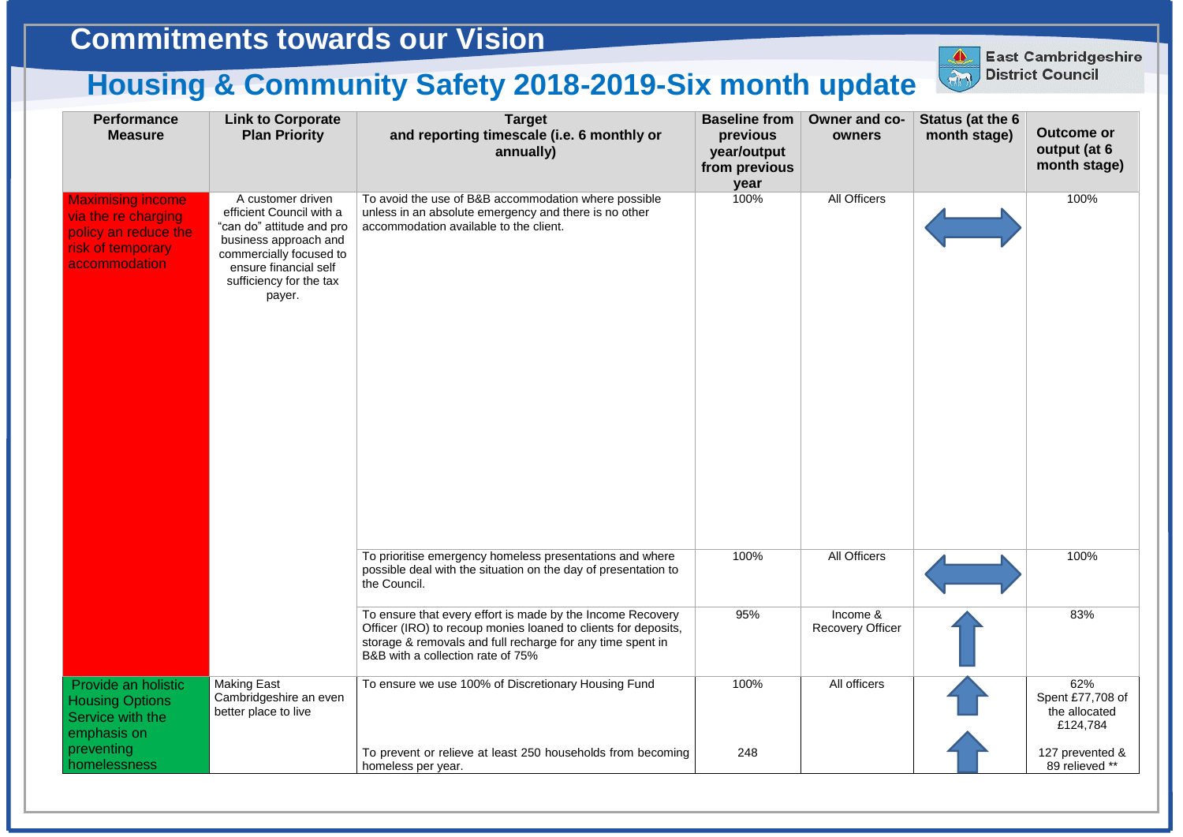# Commitments towards our Vision

## Housing & Community Safety 2018-2019-Six month update

East Cambridgeshire District Council

| Performance Measure | Link to Corporate Plan Priority | Target and reporting timescale (i.e. 6 monthly or annually) | Baseline from previous year/output from previous year | Owner and co-owners | Status (at the 6 month stage) | Outcome or output (at 6 month stage) |
|---|---|---|---|---|---|---|
| Maximising income via the re charging policy an reduce the risk of temporary accommodation | A customer driven efficient Council with a "can do" attitude and pro business approach and commercially focused to ensure financial self sufficiency for the tax payer. | To avoid the use of B&B accommodation where possible unless in an absolute emergency and there is no other accommodation available to the client. | 100% | All Officers | ↔ | 100% |
| | | To prioritise emergency homeless presentations and where possible deal with the situation on the day of presentation to the Council. | 100% | All Officers | ↔ | 100% |
| | | To ensure that every effort is made by the Income Recovery Officer (IRO) to recoup monies loaned to clients for deposits, storage & removals and full recharge for any time spent in B&B with a collection rate of 75% | 95% | Income & Recovery Officer | ↑ | 83% |
| Provide an holistic Housing Options Service with the emphasis on preventing homelessness | Making East Cambridgeshire an even better place to live | To ensure we use 100% of Discretionary Housing Fund | 100% | All officers | ↑ | 62% Spent £77,708 of the allocated £124,784 |
| | | To prevent or relieve at least 250 households from becoming homeless per year. | 248 | | ↑ | 127 prevented & 89 relieved ** |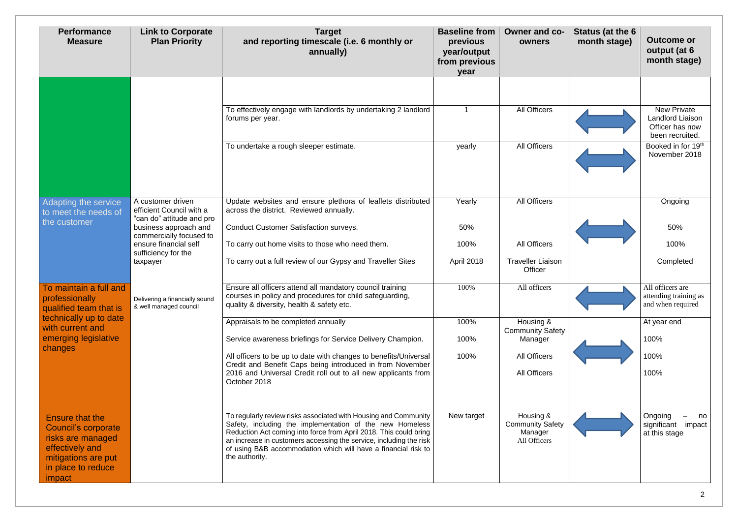| Performance Measure | Link to Corporate Plan Priority | Target and reporting timescale (i.e. 6 monthly or annually) | Baseline from previous year/output from previous year | Owner and co-owners | Status (at the 6 month stage) | Outcome or output (at 6 month stage) |
|---|---|---|---|---|---|---|
| | | | | | | |
| | | To effectively engage with landlords by undertaking 2 landlord forums per year. | 1 | All Officers | ⟷ | New Private Landlord Liaison Officer has now been recruited. |
| | | To undertake a rough sleeper estimate. | yearly | All Officers | ⟷ | Booked in for 19th November 2018 |
| Adapting the service to meet the needs of the customer | A customer driven efficient Council with a "can do" attitude and pro business approach and commercially focused to ensure financial self sufficiency for the taxpayer | Update websites and ensure plethora of leaflets distributed across the district. Reviewed annually.<br>Conduct Customer Satisfaction surveys.<br>To carry out home visits to those who need them.<br>To carry out a full review of our Gypsy and Traveller Sites | Yearly<br>50%<br>100%<br>April 2018 | All Officers<br><br>All Officers<br>Traveller Liaison Officer | ⟷ | Ongoing<br>50%<br>100%<br>Completed |
| To maintain a full and professionally qualified team that is technically up to date with current and emerging legislative changes | Delivering a financially sound & well managed council | Ensure all officers attend all mandatory council training courses in policy and procedures for child safeguarding, quality & diversity, health & safety etc. | 100% | All officers | ⟷ | All officers are attending training as and when required |
| | | Appraisals to be completed annually<br>Service awareness briefings for Service Delivery Champion.<br>All officers to be up to date with changes to benefits/Universal Credit and Benefit Caps being introduced in from November 2016 and Universal Credit roll out to all new applicants from October 2018 | 100%<br>100%<br>100% | Housing & Community Safety Manager<br>All Officers<br>All Officers | ⟷ | At year end<br>100%<br>100%<br>100% |
| Ensure that the Council's corporate risks are managed effectively and mitigations are put in place to reduce impact | | To regularly review risks associated with Housing and Community Safety, including the implementation of the new Homeless Reduction Act coming into force from April 2018. This could bring an increase in customers accessing the service, including the risk of using B&B accommodation which will have a financial risk to the authority. | New target | Housing & Community Safety Manager<br>All Officers | ⟷ | Ongoing – no significant impact at this stage |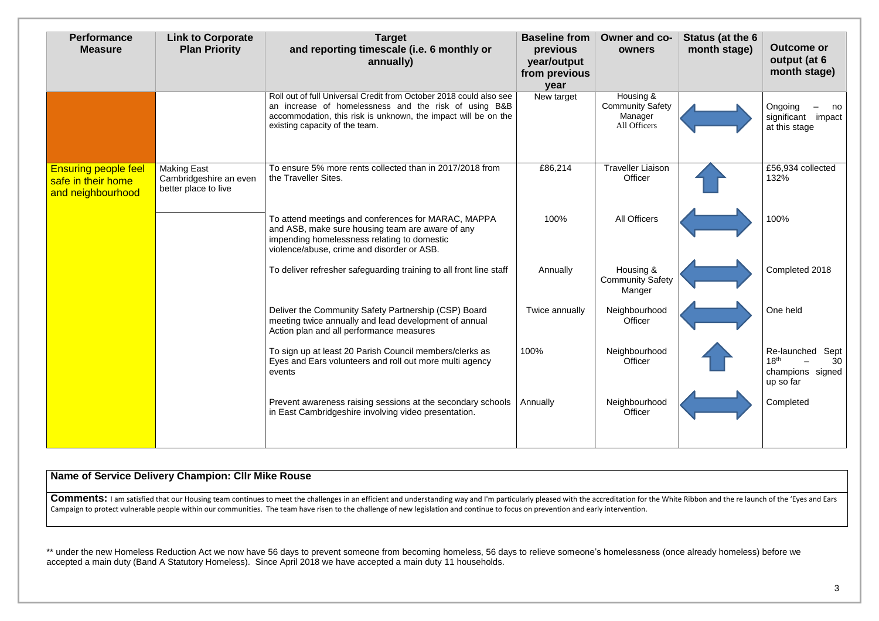| Performance Measure | Link to Corporate Plan Priority | Target and reporting timescale (i.e. 6 monthly or annually) | Baseline from previous year/output from previous year | Owner and co-owners | Status (at the 6 month stage) | Outcome or output (at 6 month stage) |
|---|---|---|---|---|---|---|
| | | Roll out of full Universal Credit from October 2018 could also see an increase of homelessness and the risk of using B&B accommodation, this risk is unknown, the impact will be on the existing capacity of the team. | New target | Housing & Community Safety Manager All Officers | ↔ | Ongoing – no significant impact at this stage |
| Ensuring people feel safe in their home and neighbourhood | Making East Cambridgeshire an even better place to live | To ensure 5% more rents collected than in 2017/2018 from the Traveller Sites. | £86,214 | Traveller Liaison Officer | ↑ | £56,934 collected 132% |
| | | To attend meetings and conferences for MARAC, MAPPA and ASB, make sure housing team are aware of any impending homelessness relating to domestic violence/abuse, crime and disorder or ASB. | 100% | All Officers | ↔ | 100% |
| | | To deliver refresher safeguarding training to all front line staff | Annually | Housing & Community Safety Manger | ↔ | Completed 2018 |
| | | Deliver the Community Safety Partnership (CSP) Board meeting twice annually and lead development of annual Action plan and all performance measures | Twice annually | Neighbourhood Officer | ↔ | One held |
| | | To sign up at least 20 Parish Council members/clerks as Eyes and Ears volunteers and roll out more multi agency events | 100% | Neighbourhood Officer | ↑ | Re-launched Sept 18th – 30 champions signed up so far |
| | | Prevent awareness raising sessions at the secondary schools in East Cambridgeshire involving video presentation. | Annually | Neighbourhood Officer | ↔ | Completed |

**Name of Service Delivery Champion: Cllr Mike Rouse**

**Comments:** I am satisfied that our Housing team continues to meet the challenges in an efficient and understanding way and I'm particularly pleased with the accreditation for the White Ribbon and the re launch of the 'Eyes and Ears Campaign to protect vulnerable people within our communities. The team have risen to the challenge of new legislation and continue to focus on prevention and early intervention.

** under the new Homeless Reduction Act we now have 56 days to prevent someone from becoming homeless, 56 days to relieve someone's homelessness (once already homeless) before we accepted a main duty (Band A Statutory Homeless). Since April 2018 we have accepted a main duty 11 households.